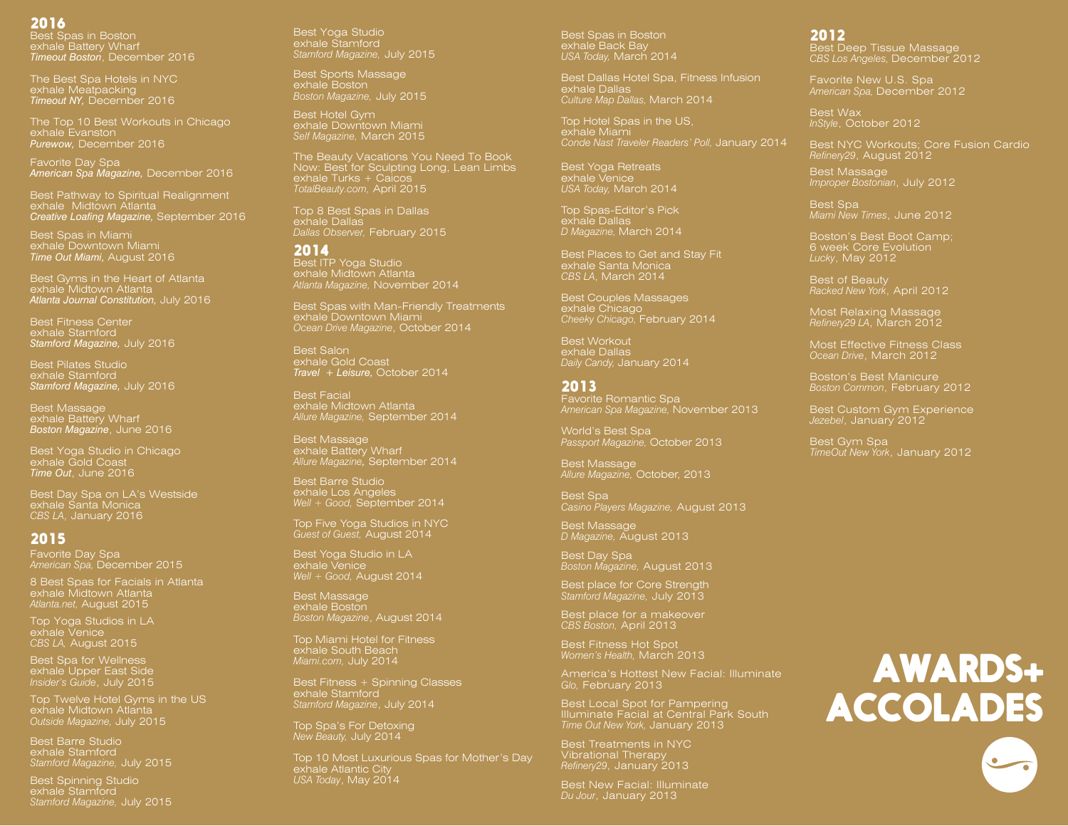# AWARDS+ ACCOLADES

## 2016

Best Spas in Boston
exhale Battery Wharf
***Timeout Boston***, December 2016

The Best Spa Hotels in NYC
exhale Meatpacking
***Timeout NY,*** December 2016

The Top 10 Best Workouts in Chicago
exhale Evanston
***Purewow,*** December 2016

Favorite Day Spa
***American Spa Magazine,*** December 2016

Best Pathway to Spiritual Realignment
exhale Midtown Atlanta
***Creative Loafing Magazine,*** September 2016

Best Spas in Miami
exhale Downtown Miami
***Time Out Miami,*** August 2016

Best Gyms in the Heart of Atlanta
exhale Midtown Atlanta
***Atlanta Journal Constitution,*** July 2016

Best Fitness Center
exhale Stamford
***Stamford Magazine,*** July 2016

Best Pilates Studio
exhale Stamford
***Stamford Magazine,*** July 2016

Best Massage
exhale Battery Wharf
***Boston Magazine***, June 2016

Best Yoga Studio in Chicago
exhale Gold Coast
***Time Out***, June 2016

Best Day Spa on LA's Westside
exhale Santa Monica
*CBS LA*, January 2016

## 2015

Favorite Day Spa
*American Spa,* December 2015

8 Best Spas for Facials in Atlanta
exhale Midtown Atlanta
*Atlanta.net,* August 2015

Top Yoga Studios in LA
exhale Venice
*CBS LA,* August 2015

Best Spa for Wellness
exhale Upper East Side
*Insider's Guide*, July 2015

Top Twelve Hotel Gyms in the US
exhale Midtown Atlanta
*Outside Magazine,* July 2015

Best Barre Studio
exhale Stamford
*Stamford Magazine,* July 2015

Best Spinning Studio
exhale Stamford
*Stamford Magazine,* July 2015

Best Yoga Studio
exhale Stamford
*Stamford Magazine,* July 2015

Best Sports Massage
exhale Boston
*Boston Magazine,* July 2015

Best Hotel Gym
exhale Downtown Miami
*Self Magazine,* March 2015

The Beauty Vacations You Need To Book Now: Best for Sculpting Long, Lean Limbs
exhale Turks + Caicos
*TotalBeauty.com,* April 2015

Top 8 Best Spas in Dallas
exhale Dallas
*Dallas Observer,* February 2015

## 2014

Best ITP Yoga Studio
exhale Midtown Atlanta
*Atlanta Magazine,* November 2014

Best Spas with Man-Friendly Treatments
exhale Downtown Miami
*Ocean Drive Magazine*, October 2014

Best Salon
exhale Gold Coast
***Travel + Leisure,*** October 2014

Best Facial
exhale Midtown Atlanta
*Allure Magazine,* September 2014

Best Massage
exhale Battery Wharf
*Allure Magazine,* September 2014

Best Barre Studio
exhale Los Angeles
*Well + Good,* September 2014

Top Five Yoga Studios in NYC
*Guest of Guest,* August 2014

Best Yoga Studio in LA
exhale Venice
*Well + Good,* August 2014

Best Massage
exhale Boston
*Boston Magazine*, August 2014

Top Miami Hotel for Fitness
exhale South Beach
*Miami.com,* July 2014

Best Fitness + Spinning Classes
exhale Stamford
*Stamford Magazine*, July 2014

Top Spa's For Detoxing
*New Beauty,* July 2014

Top 10 Most Luxurious Spas for Mother's Day
exhale Atlantic City
*USA Today*, May 2014

Best Spas in Boston
exhale Back Bay
*USA Today,* March 2014

Best Dallas Hotel Spa, Fitness Infusion
exhale Dallas
*Culture Map Dallas,* March 2014

Top Hotel Spas in the US,
exhale Miami
*Conde Nast Traveler Readers' Poll,* January 2014

Best Yoga Retreats
exhale Venice
*USA Today,* March 2014

Top Spas-Editor's Pick
exhale Dallas
*D Magazine,* March 2014

Best Places to Get and Stay Fit
exhale Santa Monica
*CBS LA*, March 2014

Best Couples Massages
exhale Chicago
*Cheeky Chicago,* February 2014

Best Workout
exhale Dallas
*Daily Candy,* January 2014

## 2013

Favorite Romantic Spa
*American Spa Magazine,* November 2013

World's Best Spa
*Passport Magazine,* October 2013

Best Massage
*Allure Magazine,* October, 2013

Best Spa
*Casino Players Magazine,* August 2013

Best Massage
*D Magazine,* August 2013

Best Day Spa
*Boston Magazine,* August 2013

Best place for Core Strength
*Stamford Magazine,* July 2013

Best place for a makeover
*CBS Boston,* April 2013

Best Fitness Hot Spot
*Women's Health,* March 2013

America's Hottest New Facial: Illuminate
*Glo,* February 2013

Best Local Spot for Pampering
Illuminate Facial at Central Park South
*Time Out New York,* January 2013

Best Treatments in NYC
Vibrational Therapy
*Refinery29*, January 2013

Best New Facial: Illuminate
*Du Jour*, January 2013

## 2012

Best Deep Tissue Massage
*CBS Los Angeles,* December 2012

Favorite New U.S. Spa
*American Spa,* December 2012

Best Wax
*InStyle*, October 2012

Best NYC Workouts; Core Fusion Cardio
*Refinery29*, August 2012

Best Massage
*Improper Bostonian*, July 2012

Best Spa
*Miami New Times*, June 2012

Boston's Best Boot Camp;
6 week Core Evolution
*Lucky*, May 2012

Best of Beauty
*Racked New York*, April 2012

Most Relaxing Massage
*Refinery29 LA*, March 2012

Most Effective Fitness Class
*Ocean Drive*, March 2012

Boston's Best Manicure
*Boston Common*, February 2012

Best Custom Gym Experience
*Jezebel*, January 2012

Best Gym Spa
*TimeOut New York*, January 2012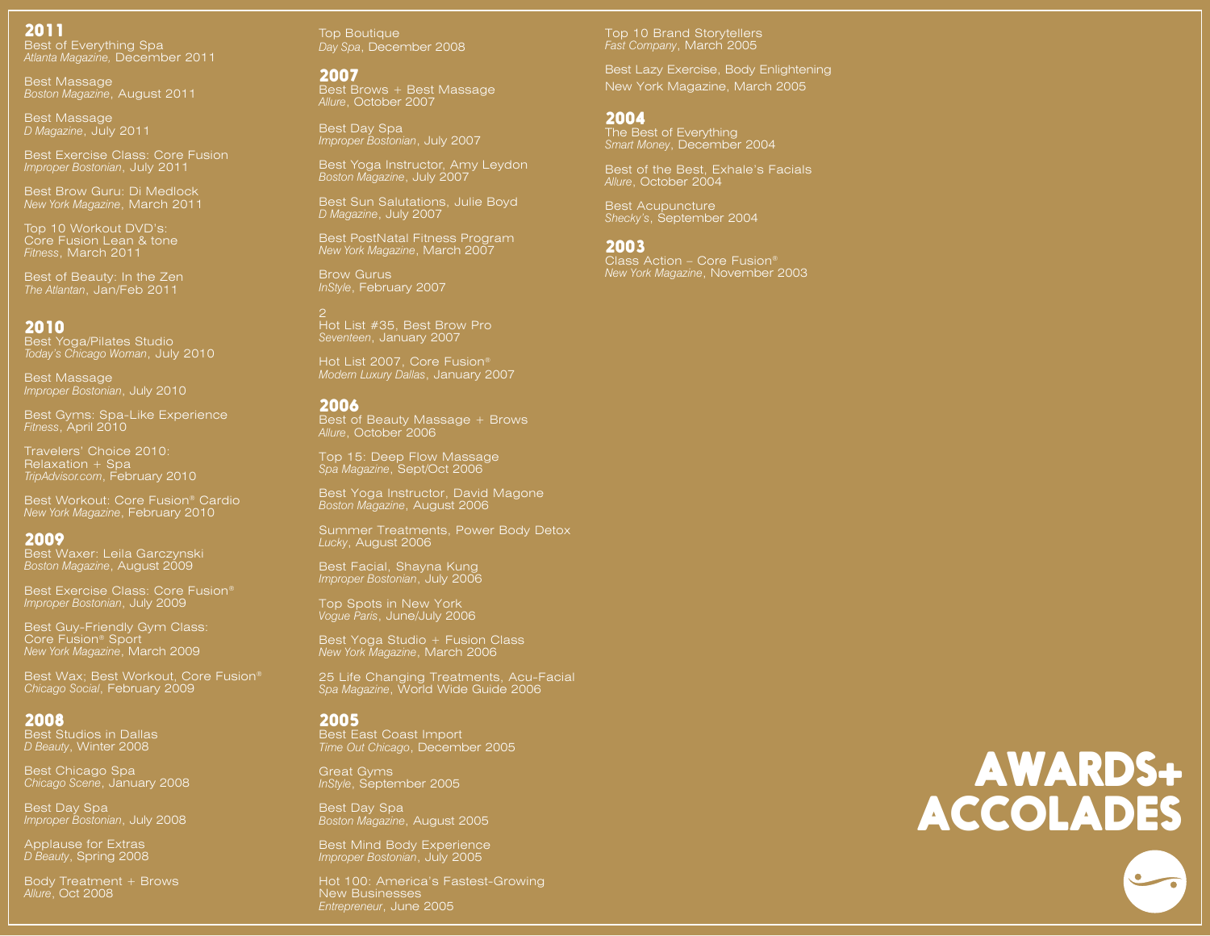# AWARDS+ ACCOLADES

## 2011

Best of Everything Spa
*Atlanta Magazine*, December 2011

Best Massage
*Boston Magazine*, August 2011

Best Massage
*D Magazine*, July 2011

Best Exercise Class: Core Fusion
*Improper Bostonian*, July 2011

Best Brow Guru: Di Medlock
*New York Magazine*, March 2011

Top 10 Workout DVD's:
Core Fusion Lean & tone
*Fitness*, March 2011

Best of Beauty: In the Zen
*The Atlantan*, Jan/Feb 2011

## 2010

Best Yoga/Pilates Studio
*Today's Chicago Woman*, July 2010

Best Massage
*Improper Bostonian*, July 2010

Best Gyms: Spa-Like Experience
*Fitness*, April 2010

Travelers' Choice 2010:
Relaxation + Spa
*TripAdvisor.com*, February 2010

Best Workout: Core Fusion® Cardio
*New York Magazine*, February 2010

## 2009

Best Waxer: Leila Garczynski
*Boston Magazine*, August 2009

Best Exercise Class: Core Fusion®
*Improper Bostonian*, July 2009

Best Guy-Friendly Gym Class:
Core Fusion® Sport
*New York Magazine*, March 2009

Best Wax; Best Workout, Core Fusion®
*Chicago Social*, February 2009

## 2008

Best Studios in Dallas
*D Beauty*, Winter 2008

Best Chicago Spa
*Chicago Scene*, January 2008

Best Day Spa
*Improper Bostonian*, July 2008

Applause for Extras
*D Beauty*, Spring 2008

Body Treatment + Brows
*Allure*, Oct 2008

Top Boutique
*Day Spa*, December 2008

## 2007

Best Brows + Best Massage
*Allure*, October 2007

Best Day Spa
*Improper Bostonian*, July 2007

Best Yoga Instructor, Amy Leydon
*Boston Magazine*, July 2007

Best Sun Salutations, Julie Boyd
*D Magazine*, July 2007

Best PostNatal Fitness Program
*New York Magazine*, March 2007

Brow Gurus
*InStyle*, February 2007

2
Hot List #35, Best Brow Pro
*Seventeen*, January 2007

Hot List 2007, Core Fusion®
*Modern Luxury Dallas*, January 2007

## 2006

Best of Beauty Massage + Brows
*Allure*, October 2006

Top 15: Deep Flow Massage
*Spa Magazine*, Sept/Oct 2006

Best Yoga Instructor, David Magone
*Boston Magazine*, August 2006

Summer Treatments, Power Body Detox
*Lucky*, August 2006

Best Facial, Shayna Kung
*Improper Bostonian*, July 2006

Top Spots in New York
*Vogue Paris*, June/July 2006

Best Yoga Studio + Fusion Class
*New York Magazine*, March 2006

25 Life Changing Treatments, Acu-Facial
*Spa Magazine*, World Wide Guide 2006

## 2005

Best East Coast Import
*Time Out Chicago*, December 2005

Great Gyms
*InStyle*, September 2005

Best Day Spa
*Boston Magazine*, August 2005

Best Mind Body Experience
*Improper Bostonian*, July 2005

Hot 100: America's Fastest-Growing
New Businesses
*Entrepreneur*, June 2005

Top 10 Brand Storytellers
*Fast Company*, March 2005

Best Lazy Exercise, Body Enlightening
New York Magazine, March 2005

## 2004

The Best of Everything
*Smart Money*, December 2004

Best of the Best, Exhale's Facials
*Allure*, October 2004

Best Acupuncture
*Shecky's*, September 2004

## 2003

Class Action – Core Fusion®
*New York Magazine*, November 2003